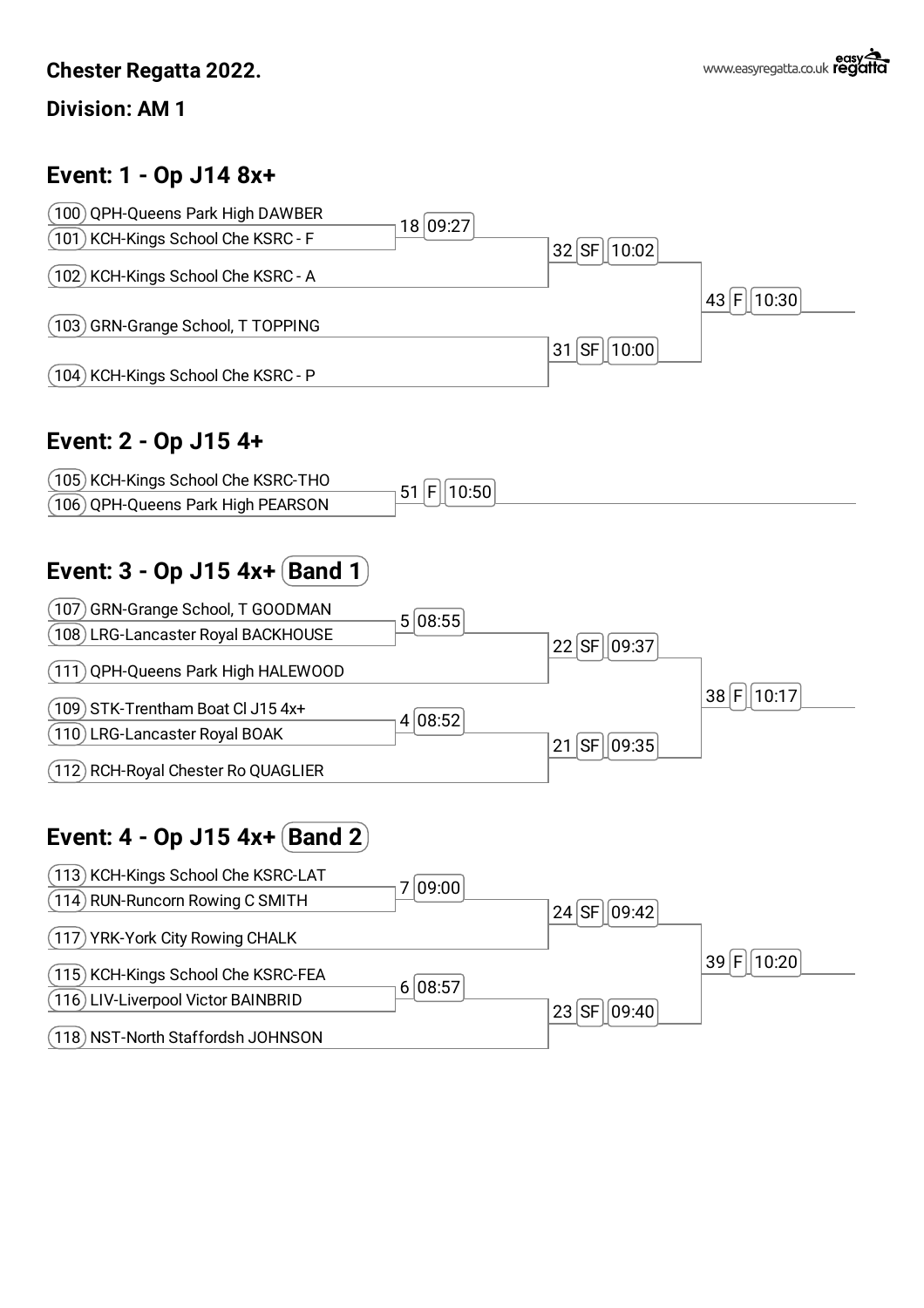**Chester Regatta 2022.**

**Division: AM 1**

## Event: 1 - Op J14 8x+

(100) QPH-Queens Park High DAWBER
(101) KCH-Kings School Che KSRC - F
18 09:27

(102) KCH-Kings School Che KSRC - A
32 SF 10:02

43 F 10:30

(103) GRN-Grange School, T TOPPING
(104) KCH-Kings School Che KSRC - P
31 SF 10:00

## Event: 2 - Op J15 4+

(105) KCH-Kings School Che KSRC-THO
(106) QPH-Queens Park High PEARSON
51 F 10:50

## Event: 3 - Op J15 4x+ Band 1

(107) GRN-Grange School, T GOODMAN
(108) LRG-Lancaster Royal BACKHOUSE
5 08:55

(111) QPH-Queens Park High HALEWOOD
22 SF 09:37

38 F 10:17

(109) STK-Trentham Boat Cl J15 4x+
(110) LRG-Lancaster Royal BOAK
4 08:52

(112) RCH-Royal Chester Ro QUAGLIER
21 SF 09:35

## Event: 4 - Op J15 4x+ Band 2

(113) KCH-Kings School Che KSRC-LAT
(114) RUN-Runcorn Rowing C SMITH
7 09:00

(117) YRK-York City Rowing CHALK
24 SF 09:42

39 F 10:20

(115) KCH-Kings School Che KSRC-FEA
(116) LIV-Liverpool Victor BAINBRID
6 08:57

(118) NST-North Staffordsh JOHNSON
23 SF 09:40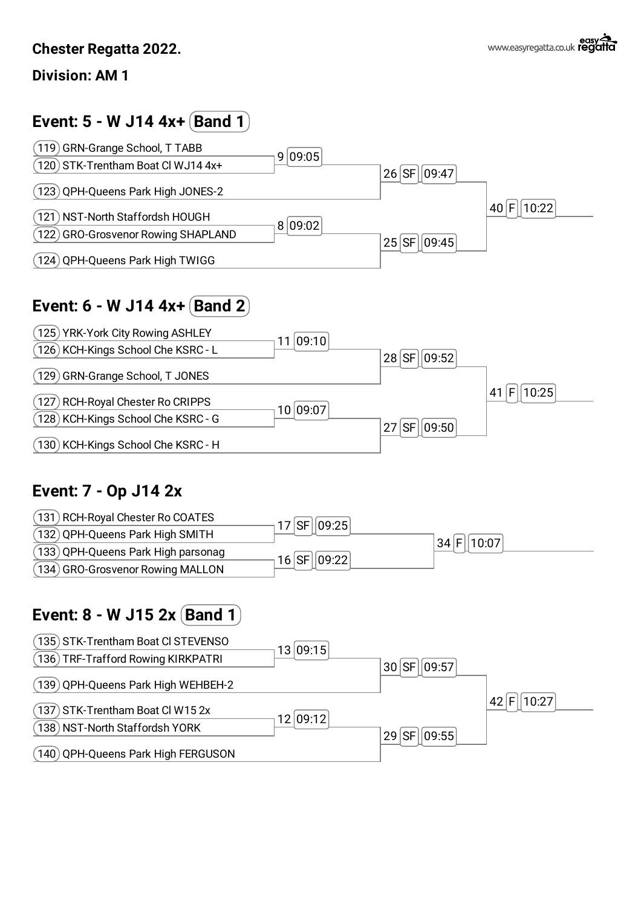**Chester Regatta 2022.**

**Division: AM 1**

## Event: 5 - W J14 4x+ (Band 1)

119 GRN-Grange School, T TABB
120 STK-Trentham Boat Cl WJ14 4x+
9 09:05

123 QPH-Queens Park High JONES-2
26 SF 09:47

121 NST-North Staffordsh HOUGH
122 GRO-Grosvenor Rowing SHAPLAND
8 09:02

124 QPH-Queens Park High TWIGG
25 SF 09:45

40 F 10:22

## Event: 6 - W J14 4x+ (Band 2)

125 YRK-York City Rowing ASHLEY
126 KCH-Kings School Che KSRC - L
11 09:10

129 GRN-Grange School, T JONES
28 SF 09:52

127 RCH-Royal Chester Ro CRIPPS
128 KCH-Kings School Che KSRC - G
10 09:07

130 KCH-Kings School Che KSRC - H
27 SF 09:50

41 F 10:25

## Event: 7 - Op J14 2x

131 RCH-Royal Chester Ro COATES
132 QPH-Queens Park High SMITH
17 SF 09:25

133 QPH-Queens Park High parsonag
134 GRO-Grosvenor Rowing MALLON
16 SF 09:22

34 F 10:07

## Event: 8 - W J15 2x (Band 1)

135 STK-Trentham Boat Cl STEVENSO
136 TRF-Trafford Rowing KIRKPATRI
13 09:15

139 QPH-Queens Park High WEHBEH-2
30 SF 09:57

137 STK-Trentham Boat Cl W15 2x
138 NST-North Staffordsh YORK
12 09:12

140 QPH-Queens Park High FERGUSON
29 SF 09:55

42 F 10:27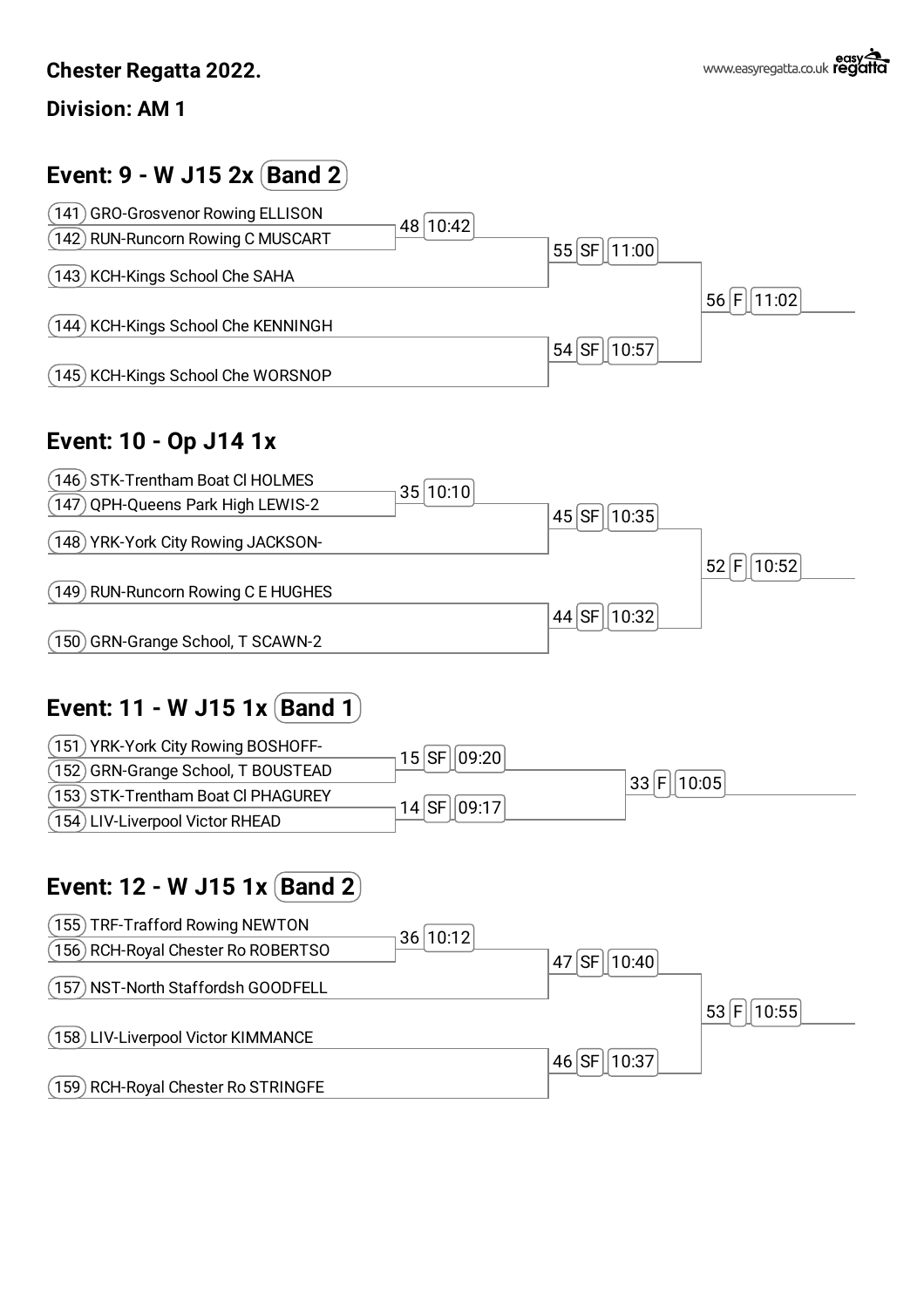**Chester Regatta 2022.**

**Division: AM 1**

## Event: 9 - W J15 2x (Band 2)

(141) GRO-Grosvenor Rowing ELLISON
(142) RUN-Runcorn Rowing C MUSCART
48 10:42

(143) KCH-Kings School Che SAHA
55 SF 11:00

(144) KCH-Kings School Che KENNINGH
(145) KCH-Kings School Che WORSNOP
54 SF 10:57

56 F 11:02

## Event: 10 - Op J14 1x

(146) STK-Trentham Boat Cl HOLMES
(147) QPH-Queens Park High LEWIS-2
35 10:10

(148) YRK-York City Rowing JACKSON-
45 SF 10:35

(149) RUN-Runcorn Rowing C E HUGHES
(150) GRN-Grange School, T SCAWN-2
44 SF 10:32

52 F 10:52

## Event: 11 - W J15 1x (Band 1)

(151) YRK-York City Rowing BOSHOFF-
(152) GRN-Grange School, T BOUSTEAD
15 SF 09:20

(153) STK-Trentham Boat Cl PHAGUREY
(154) LIV-Liverpool Victor RHEAD
14 SF 09:17

33 F 10:05

## Event: 12 - W J15 1x (Band 2)

(155) TRF-Trafford Rowing NEWTON
(156) RCH-Royal Chester Ro ROBERTSO
36 10:12

(157) NST-North Staffordsh GOODFELL
47 SF 10:40

(158) LIV-Liverpool Victor KIMMANCE
(159) RCH-Royal Chester Ro STRINGFE
46 SF 10:37

53 F 10:55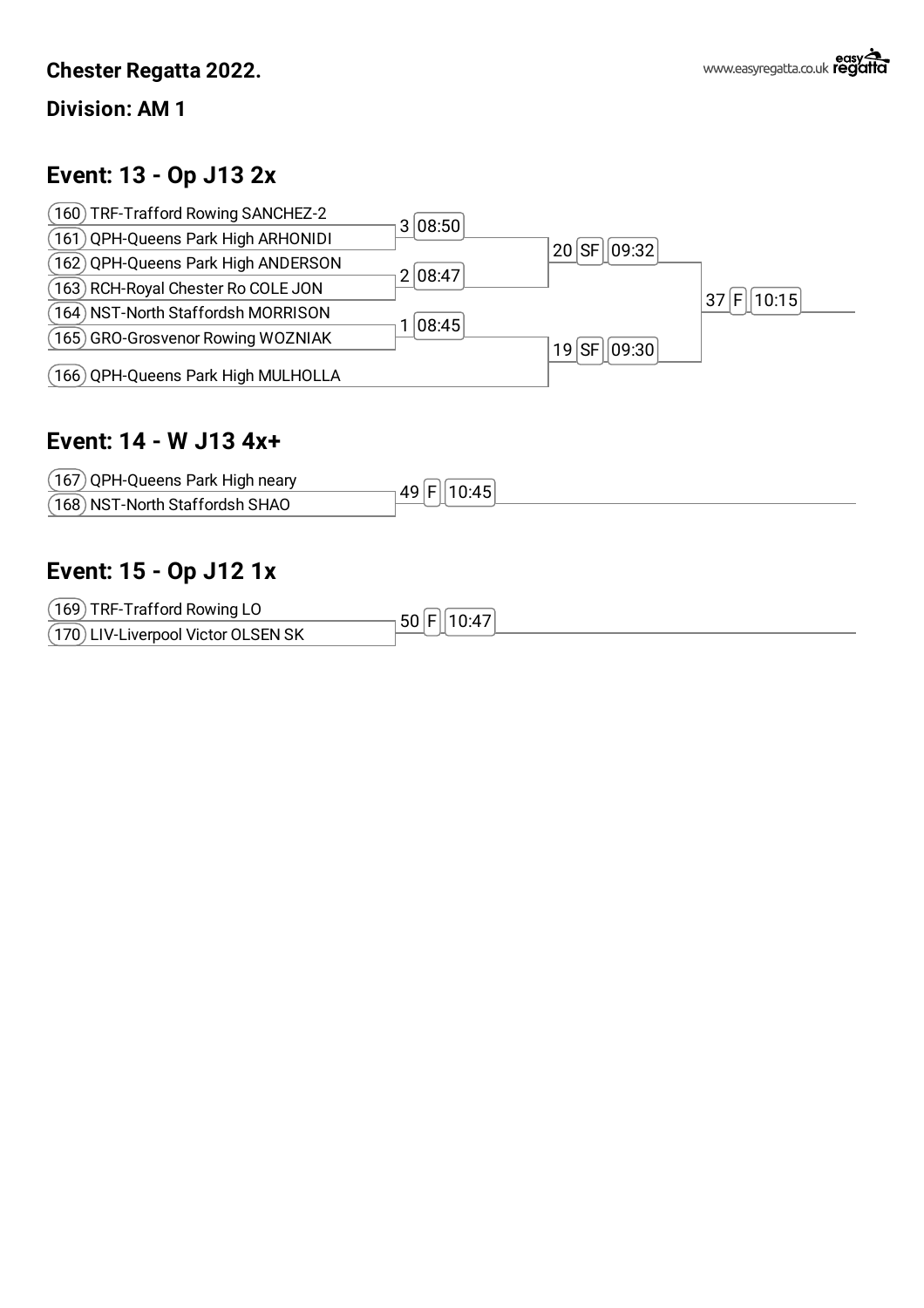# Chester Regatta 2022.

## Division: AM 1

## Event: 13 - Op J13 2x

(160) TRF-Trafford Rowing SANCHEZ-2
(161) QPH-Queens Park High ARHONIDI
3 08:50

(162) QPH-Queens Park High ANDERSON
(163) RCH-Royal Chester Ro COLE JON
2 08:47

20 SF 09:32

(164) NST-North Staffordsh MORRISON
(165) GRO-Grosvenor Rowing WOZNIAK
1 08:45

(166) QPH-Queens Park High MULHOLLA

19 SF 09:30

37 F 10:15

## Event: 14 - W J13 4x+

(167) QPH-Queens Park High neary
(168) NST-North Staffordsh SHAO
49 F 10:45

## Event: 15 - Op J12 1x

(169) TRF-Trafford Rowing LO
(170) LIV-Liverpool Victor OLSEN SK
50 F 10:47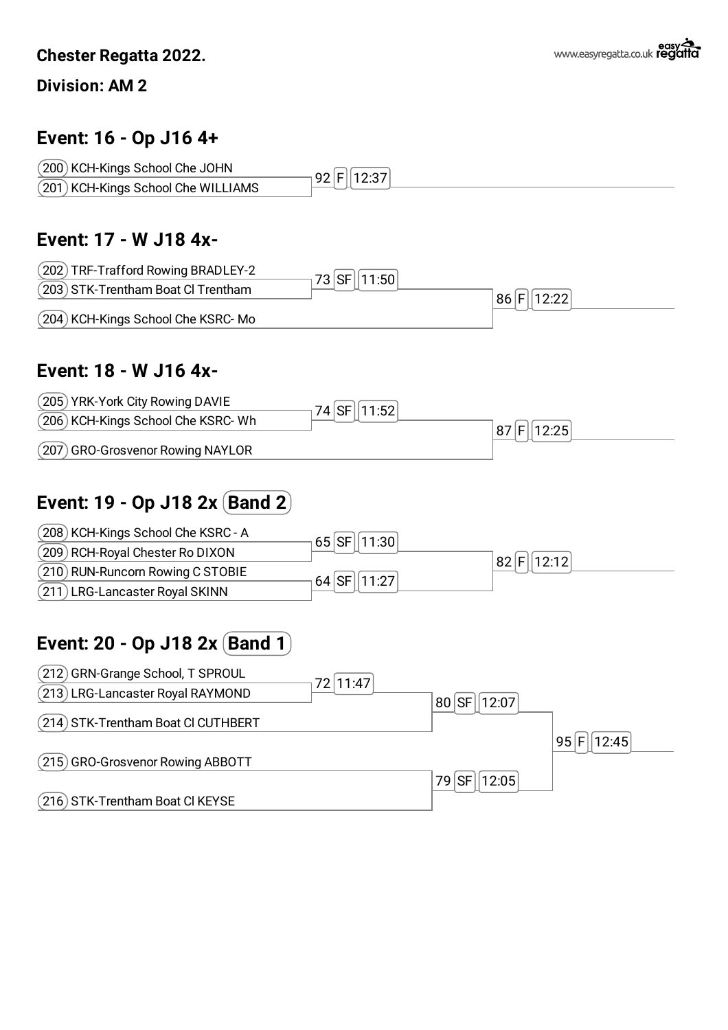**Chester Regatta 2022.**

**Division: AM 2**

## Event: 16 - Op J16 4+

(200) KCH-Kings School Che JOHN
(201) KCH-Kings School Che WILLIAMS

92 F 12:37

## Event: 17 - W J18 4x-

(202) TRF-Trafford Rowing BRADLEY-2
(203) STK-Trentham Boat Cl Trentham

73 SF 11:50

(204) KCH-Kings School Che KSRC- Mo

86 F 12:22

## Event: 18 - W J16 4x-

(205) YRK-York City Rowing DAVIE
(206) KCH-Kings School Che KSRC- Wh

74 SF 11:52

(207) GRO-Grosvenor Rowing NAYLOR

87 F 12:25

## Event: 19 - Op J18 2x (Band 2)

(208) KCH-Kings School Che KSRC - A
(209) RCH-Royal Chester Ro DIXON

65 SF 11:30

(210) RUN-Runcorn Rowing C STOBIE
(211) LRG-Lancaster Royal SKINN

64 SF 11:27

82 F 12:12

## Event: 20 - Op J18 2x (Band 1)

(212) GRN-Grange School, T SPROUL
(213) LRG-Lancaster Royal RAYMOND

72 11:47

(214) STK-Trentham Boat Cl CUTHBERT

80 SF 12:07

(215) GRO-Grosvenor Rowing ABBOTT
(216) STK-Trentham Boat Cl KEYSE

79 SF 12:05

95 F 12:45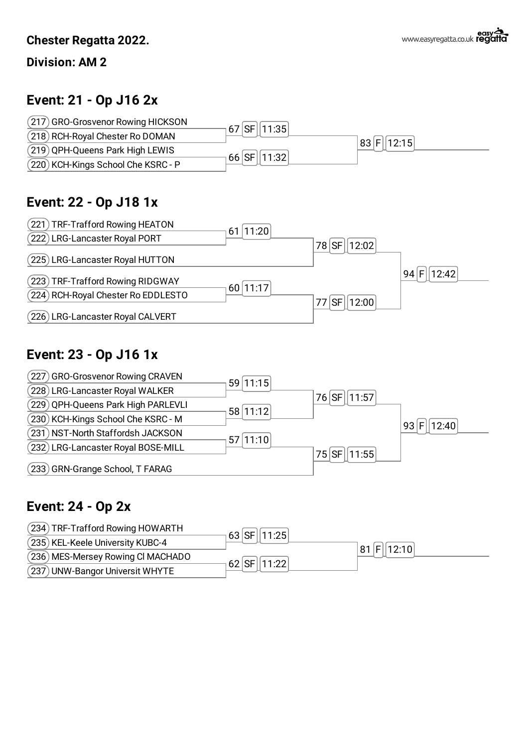**Chester Regatta 2022.**

**Division: AM 2**

## Event: 21 - Op J16 2x

(217) GRO-Grosvenor Rowing HICKSON
(218) RCH-Royal Chester Ro DOMAN
67 SF 11:35

(219) QPH-Queens Park High LEWIS
(220) KCH-Kings School Che KSRC - P
66 SF 11:32

83 F 12:15

## Event: 22 - Op J18 1x

(221) TRF-Trafford Rowing HEATON
(222) LRG-Lancaster Royal PORT
61 11:20

(225) LRG-Lancaster Royal HUTTON
78 SF 12:02

(223) TRF-Trafford Rowing RIDGWAY
(224) RCH-Royal Chester Ro EDDLESTO
60 11:17

(226) LRG-Lancaster Royal CALVERT
77 SF 12:00

94 F 12:42

## Event: 23 - Op J16 1x

(227) GRO-Grosvenor Rowing CRAVEN
(228) LRG-Lancaster Royal WALKER
59 11:15

(229) QPH-Queens Park High PARLEVLI
(230) KCH-Kings School Che KSRC - M
58 11:12

76 SF 11:57

(231) NST-North Staffordsh JACKSON
(232) LRG-Lancaster Royal BOSE-MILL
57 11:10

(233) GRN-Grange School, T FARAG
75 SF 11:55

93 F 12:40

## Event: 24 - Op 2x

(234) TRF-Trafford Rowing HOWARTH
(235) KEL-Keele University KUBC-4
63 SF 11:25

(236) MES-Mersey Rowing Cl MACHADO
(237) UNW-Bangor Universit WHYTE
62 SF 11:22

81 F 12:10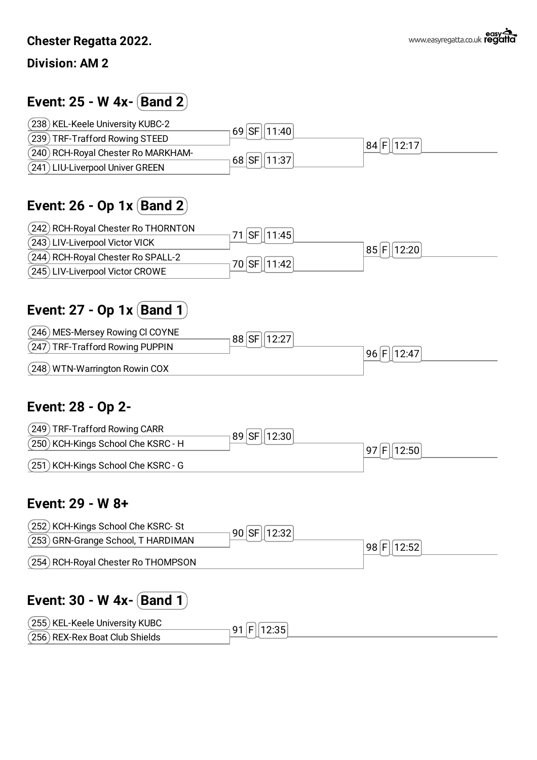**Chester Regatta 2022.**

**Division: AM 2**

## Event: 25 - W 4x- (Band 2)

(238) KEL-Keele University KUBC-2
(239) TRF-Trafford Rowing STEED
69 SF 11:40

(240) RCH-Royal Chester Ro MARKHAM-
(241) LIU-Liverpool Univer GREEN
68 SF 11:37

84 F 12:17

## Event: 26 - Op 1x (Band 2)

(242) RCH-Royal Chester Ro THORNTON
(243) LIV-Liverpool Victor VICK
71 SF 11:45

(244) RCH-Royal Chester Ro SPALL-2
(245) LIV-Liverpool Victor CROWE
70 SF 11:42

85 F 12:20

## Event: 27 - Op 1x (Band 1)

(246) MES-Mersey Rowing Cl COYNE
(247) TRF-Trafford Rowing PUPPIN
88 SF 12:27

(248) WTN-Warrington Rowin COX

96 F 12:47

## Event: 28 - Op 2-

(249) TRF-Trafford Rowing CARR
(250) KCH-Kings School Che KSRC - H
89 SF 12:30

(251) KCH-Kings School Che KSRC - G

97 F 12:50

## Event: 29 - W 8+

(252) KCH-Kings School Che KSRC- St
(253) GRN-Grange School, T HARDIMAN
90 SF 12:32

(254) RCH-Royal Chester Ro THOMPSON

98 F 12:52

## Event: 30 - W 4x- (Band 1)

(255) KEL-Keele University KUBC
(256) REX-Rex Boat Club Shields
91 F 12:35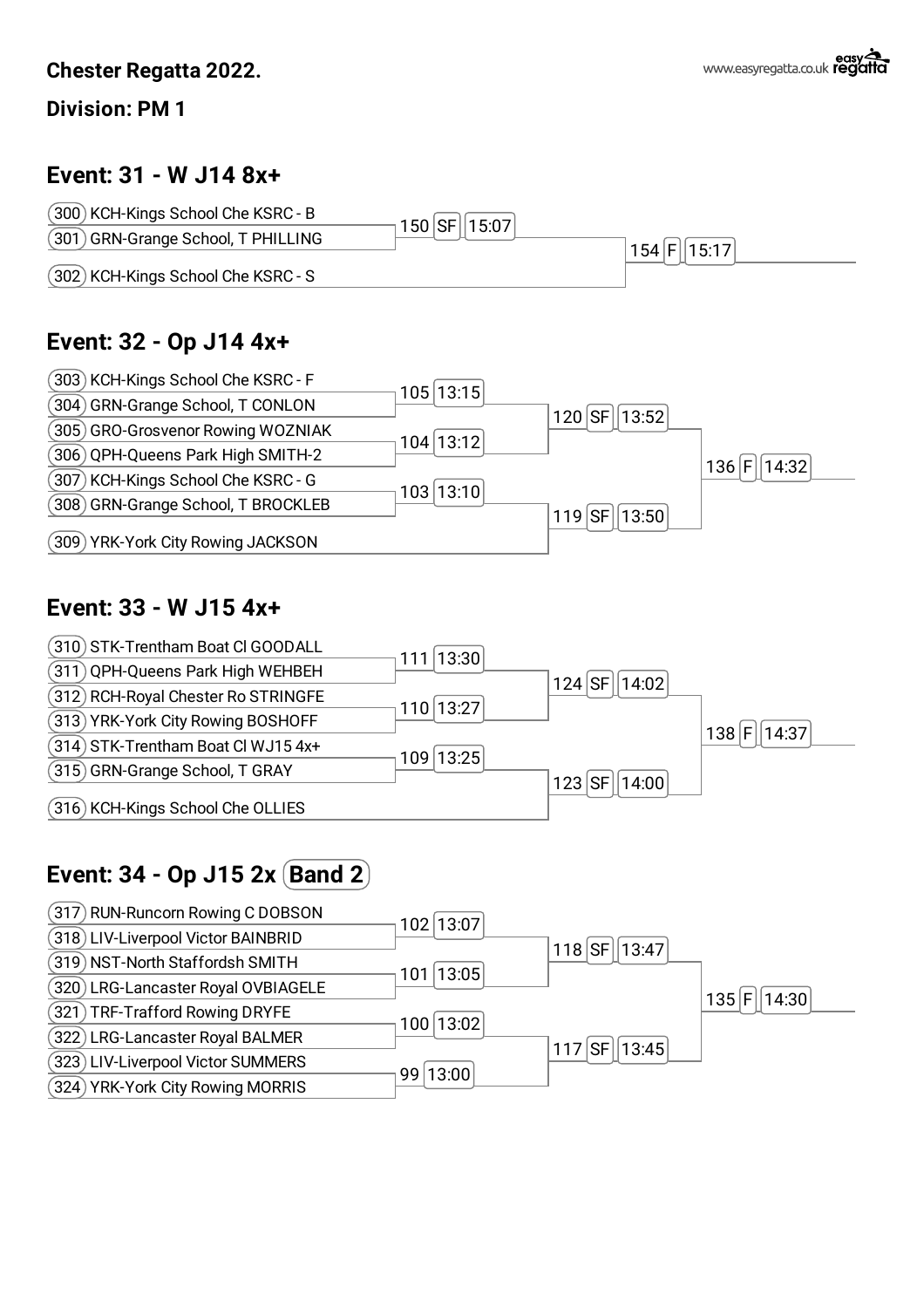**Chester Regatta 2022.**

**Division: PM 1**

## Event: 31 - W J14 8x+

(300) KCH-Kings School Che KSRC - B
(301) GRN-Grange School, T PHILLING
150 SF 15:07

(302) KCH-Kings School Che KSRC - S

154 F 15:17

## Event: 32 - Op J14 4x+

(303) KCH-Kings School Che KSRC - F
(304) GRN-Grange School, T CONLON
105 13:15

(305) GRO-Grosvenor Rowing WOZNIAK
(306) QPH-Queens Park High SMITH-2
104 13:12

(307) KCH-Kings School Che KSRC - G
(308) GRN-Grange School, T BROCKLEB
103 13:10

(309) YRK-York City Rowing JACKSON

120 SF 13:52

119 SF 13:50

136 F 14:32

## Event: 33 - W J15 4x+

(310) STK-Trentham Boat Cl GOODALL
(311) QPH-Queens Park High WEHBEH
111 13:30

(312) RCH-Royal Chester Ro STRINGFE
(313) YRK-York City Rowing BOSHOFF
110 13:27

(314) STK-Trentham Boat Cl WJ15 4x+
(315) GRN-Grange School, T GRAY
109 13:25

(316) KCH-Kings School Che OLLIES

124 SF 14:02

123 SF 14:00

138 F 14:37

## Event: 34 - Op J15 2x (Band 2)

(317) RUN-Runcorn Rowing C DOBSON
(318) LIV-Liverpool Victor BAINBRID
102 13:07

(319) NST-North Staffordsh SMITH
(320) LRG-Lancaster Royal OVBIAGELE
101 13:05

(321) TRF-Trafford Rowing DRYFE
(322) LRG-Lancaster Royal BALMER
100 13:02

(323) LIV-Liverpool Victor SUMMERS
(324) YRK-York City Rowing MORRIS
99 13:00

118 SF 13:47

117 SF 13:45

135 F 14:30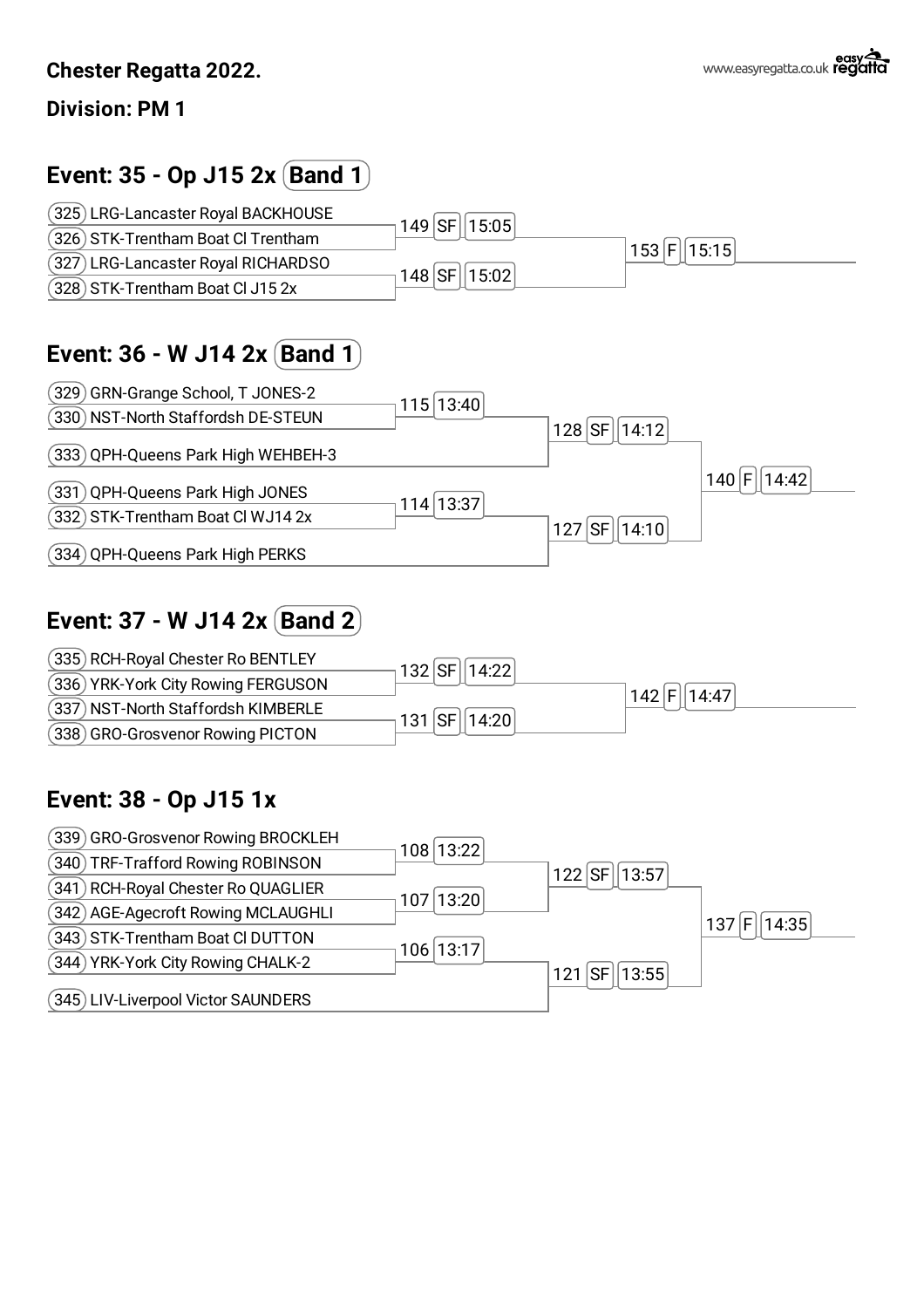**Chester Regatta 2022.**

**Division: PM 1**

## Event: 35 - Op J15 2x (Band 1)

325 LRG-Lancaster Royal BACKHOUSE
326 STK-Trentham Boat Cl Trentham
327 LRG-Lancaster Royal RICHARDSO
328 STK-Trentham Boat Cl J15 2x

149 SF 15:05
148 SF 15:02
153 F 15:15

## Event: 36 - W J14 2x (Band 1)

329 GRN-Grange School, T JONES-2
330 NST-North Staffordsh DE-STEUN
333 QPH-Queens Park High WEHBEH-3
331 QPH-Queens Park High JONES
332 STK-Trentham Boat Cl WJ14 2x
334 QPH-Queens Park High PERKS

115 13:40
114 13:37
128 SF 14:12
127 SF 14:10
140 F 14:42

## Event: 37 - W J14 2x (Band 2)

335 RCH-Royal Chester Ro BENTLEY
336 YRK-York City Rowing FERGUSON
337 NST-North Staffordsh KIMBERLE
338 GRO-Grosvenor Rowing PICTON

132 SF 14:22
131 SF 14:20
142 F 14:47

## Event: 38 - Op J15 1x

339 GRO-Grosvenor Rowing BROCKLEH
340 TRF-Trafford Rowing ROBINSON
341 RCH-Royal Chester Ro QUAGLIER
342 AGE-Agecroft Rowing MCLAUGHLI
343 STK-Trentham Boat Cl DUTTON
344 YRK-York City Rowing CHALK-2
345 LIV-Liverpool Victor SAUNDERS

108 13:22
107 13:20
106 13:17
122 SF 13:57
121 SF 13:55
137 F 14:35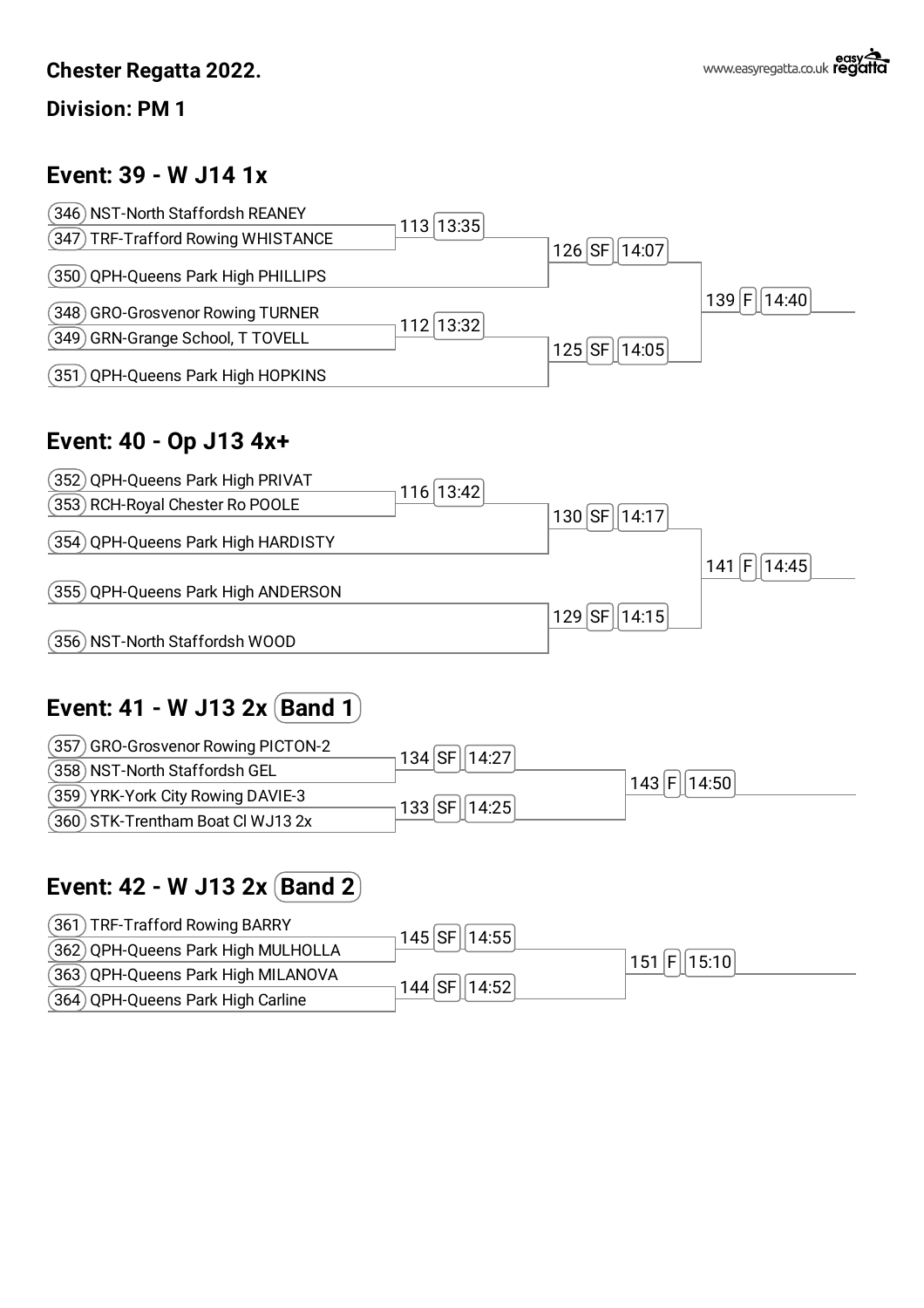**Chester Regatta 2022.**

**Division: PM 1**

## Event: 39 - W J14 1x

346 NST-North Staffordsh REANEY
347 TRF-Trafford Rowing WHISTANCE
113 13:35

350 QPH-Queens Park High PHILLIPS
126 SF 14:07

348 GRO-Grosvenor Rowing TURNER
349 GRN-Grange School, T TOVELL
112 13:32

351 QPH-Queens Park High HOPKINS
125 SF 14:05

139 F 14:40

## Event: 40 - Op J13 4x+

352 QPH-Queens Park High PRIVAT
353 RCH-Royal Chester Ro POOLE
116 13:42

354 QPH-Queens Park High HARDISTY
130 SF 14:17

355 QPH-Queens Park High ANDERSON
356 NST-North Staffordsh WOOD
129 SF 14:15

141 F 14:45

## Event: 41 - W J13 2x (Band 1)

357 GRO-Grosvenor Rowing PICTON-2
358 NST-North Staffordsh GEL
134 SF 14:27

359 YRK-York City Rowing DAVIE-3
360 STK-Trentham Boat Cl WJ13 2x
133 SF 14:25

143 F 14:50

## Event: 42 - W J13 2x (Band 2)

361 TRF-Trafford Rowing BARRY
362 QPH-Queens Park High MULHOLLA
145 SF 14:55

363 QPH-Queens Park High MILANOVA
364 QPH-Queens Park High Carline
144 SF 14:52

151 F 15:10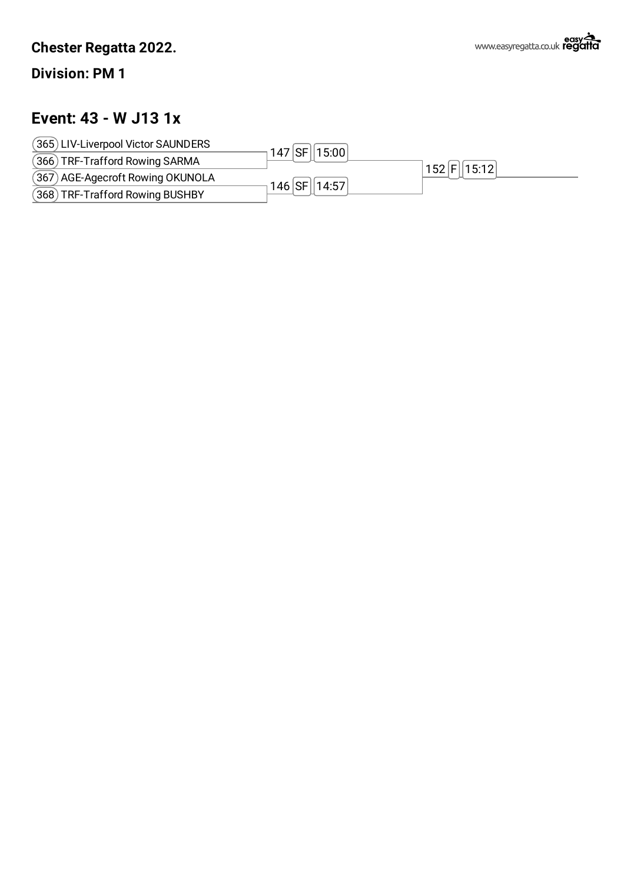## Chester Regatta 2022.

### Division: PM 1

## Event: 43 - W J13 1x

| Crew | Semi-final | Final |
| --- | --- | --- |
| 365 LIV-Liverpool Victor SAUNDERS | 147 SF 15:00 | 152 F 15:12 |
| 366 TRF-Trafford Rowing SARMA | | |
| 367 AGE-Agecroft Rowing OKUNOLA | 146 SF 14:57 | |
| 368 TRF-Trafford Rowing BUSHBY | | |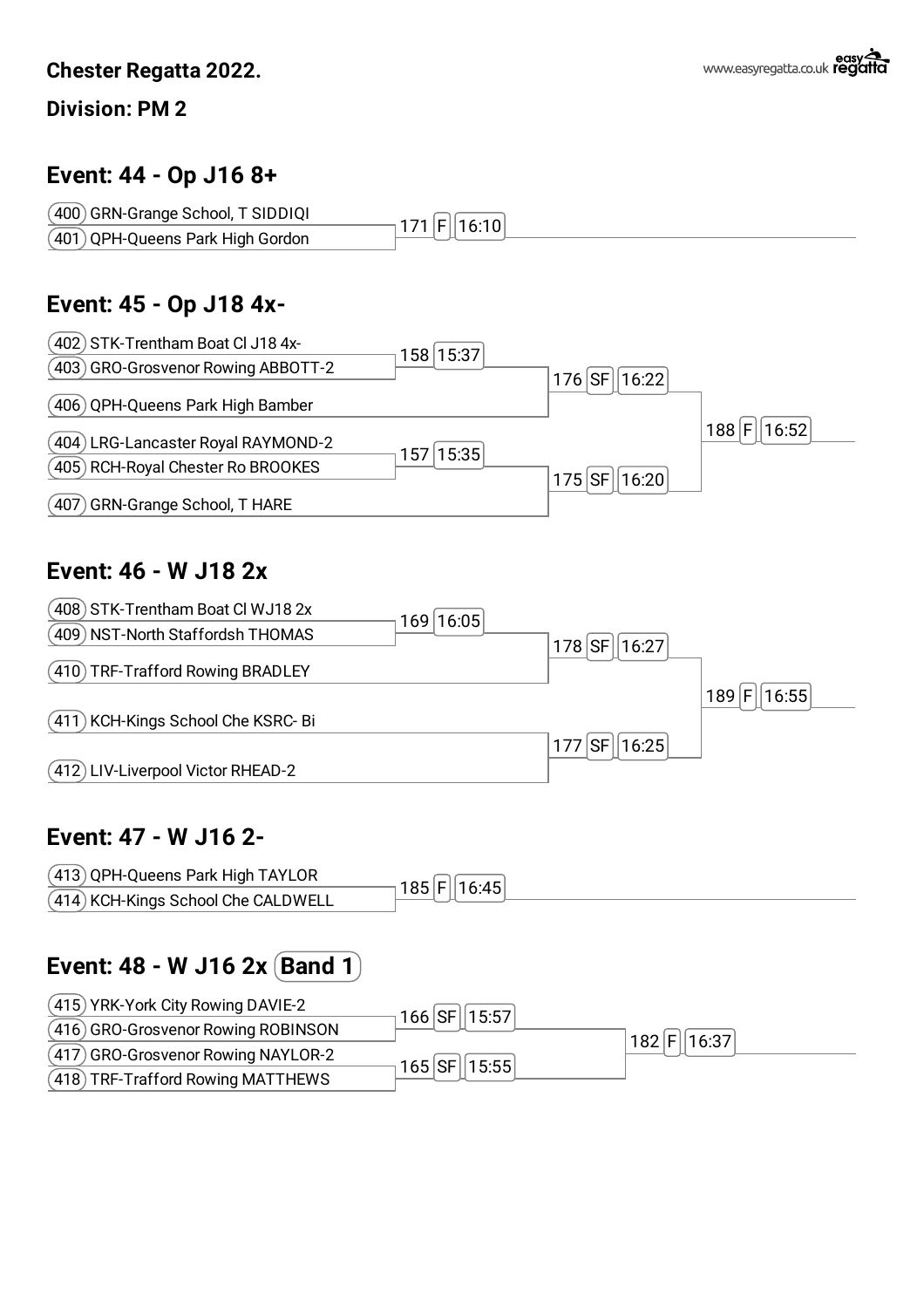# Chester Regatta 2022.

**Division: PM 2**

## Event: 44 - Op J16 8+

- (400) GRN-Grange School, T SIDDIQI
- (401) QPH-Queens Park High Gordon

171 F 16:10

## Event: 45 - Op J18 4x-

- (402) STK-Trentham Boat Cl J18 4x-
- (403) GRO-Grosvenor Rowing ABBOTT-2

158 15:37

- (406) QPH-Queens Park High Bamber

176 SF 16:22

- (404) LRG-Lancaster Royal RAYMOND-2
- (405) RCH-Royal Chester Ro BROOKES

157 15:35

- (407) GRN-Grange School, T HARE

175 SF 16:20

188 F 16:52

## Event: 46 - W J18 2x

- (408) STK-Trentham Boat Cl WJ18 2x
- (409) NST-North Staffordsh THOMAS

169 16:05

- (410) TRF-Trafford Rowing BRADLEY

178 SF 16:27

- (411) KCH-Kings School Che KSRC- Bi
- (412) LIV-Liverpool Victor RHEAD-2

177 SF 16:25

189 F 16:55

## Event: 47 - W J16 2-

- (413) QPH-Queens Park High TAYLOR
- (414) KCH-Kings School Che CALDWELL

185 F 16:45

## Event: 48 - W J16 2x (Band 1)

- (415) YRK-York City Rowing DAVIE-2
- (416) GRO-Grosvenor Rowing ROBINSON

166 SF 15:57

- (417) GRO-Grosvenor Rowing NAYLOR-2
- (418) TRF-Trafford Rowing MATTHEWS

165 SF 15:55

182 F 16:37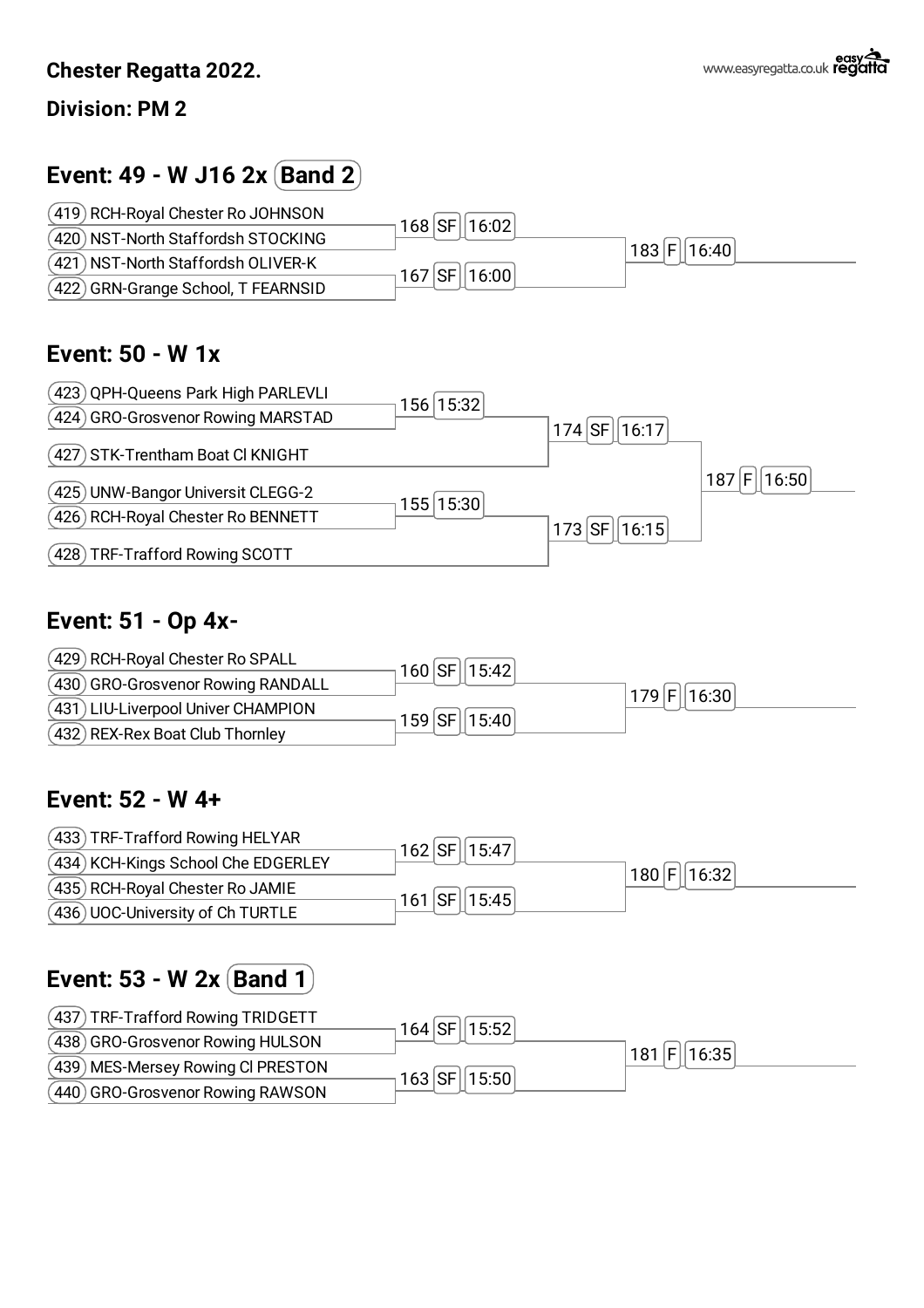## Chester Regatta 2022.

### Division: PM 2

## Event: 49 - W J16 2x (Band 2)

(419) RCH-Royal Chester Ro JOHNSON
(420) NST-North Staffordsh STOCKING
168 SF 16:02

(421) NST-North Staffordsh OLIVER-K
(422) GRN-Grange School, T FEARNSID
167 SF 16:00

183 F 16:40

## Event: 50 - W 1x

(423) QPH-Queens Park High PARLEVLI
(424) GRO-Grosvenor Rowing MARSTAD
156 15:32

(427) STK-Trentham Boat Cl KNIGHT
174 SF 16:17

(425) UNW-Bangor Universit CLEGG-2
(426) RCH-Royal Chester Ro BENNETT
155 15:30

(428) TRF-Trafford Rowing SCOTT
173 SF 16:15

187 F 16:50

## Event: 51 - Op 4x-

(429) RCH-Royal Chester Ro SPALL
(430) GRO-Grosvenor Rowing RANDALL
160 SF 15:42

(431) LIU-Liverpool Univer CHAMPION
(432) REX-Rex Boat Club Thornley
159 SF 15:40

179 F 16:30

## Event: 52 - W 4+

(433) TRF-Trafford Rowing HELYAR
(434) KCH-Kings School Che EDGERLEY
162 SF 15:47

(435) RCH-Royal Chester Ro JAMIE
(436) UOC-University of Ch TURTLE
161 SF 15:45

180 F 16:32

## Event: 53 - W 2x (Band 1)

(437) TRF-Trafford Rowing TRIDGETT
(438) GRO-Grosvenor Rowing HULSON
164 SF 15:52

(439) MES-Mersey Rowing Cl PRESTON
(440) GRO-Grosvenor Rowing RAWSON
163 SF 15:50

181 F 16:35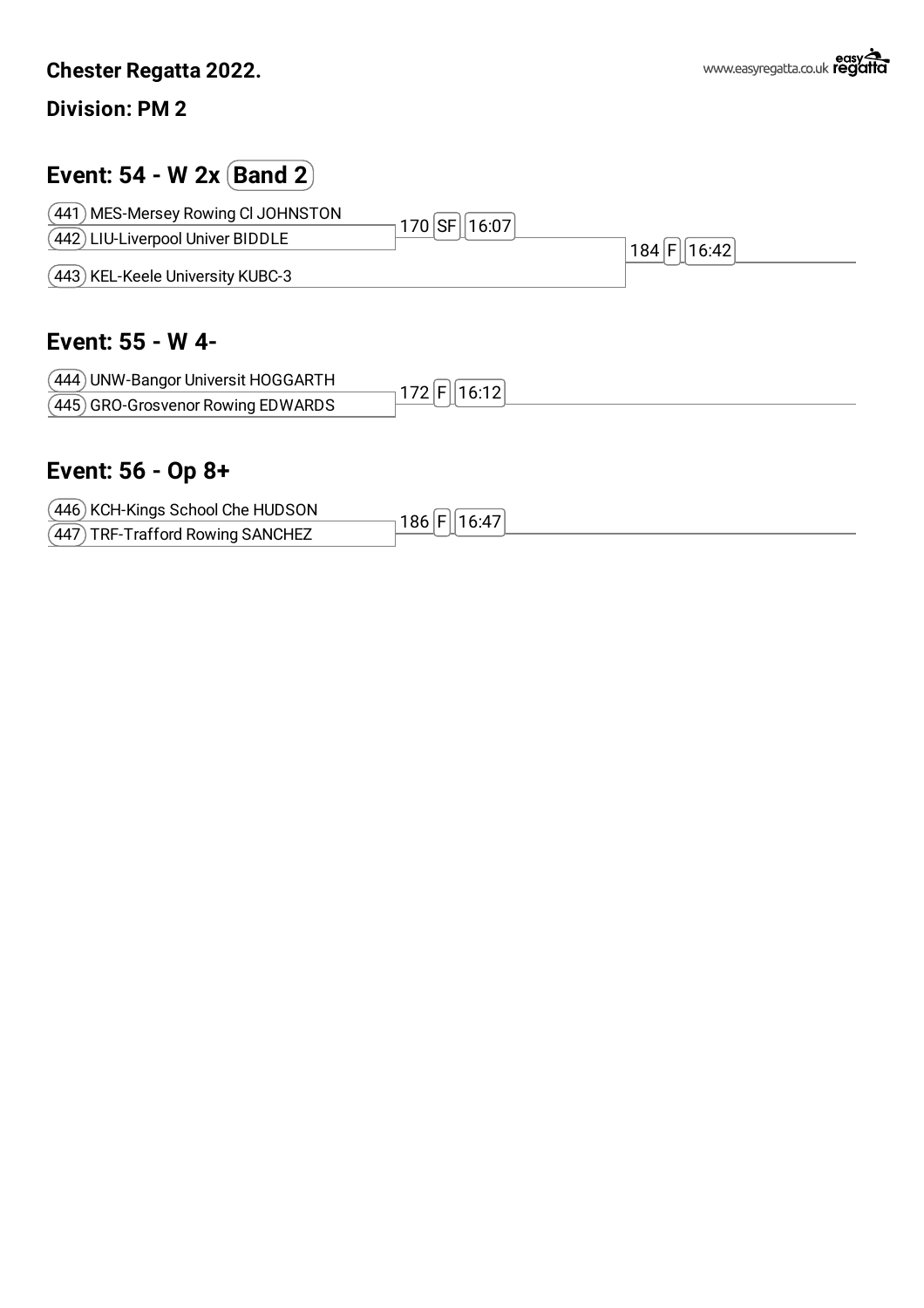## Chester Regatta 2022.

### Division: PM 2

www.easyregatta.co.uk

## Event: 54 - W 2x (Band 2)

(441) MES-Mersey Rowing Cl JOHNSTON
(442) LIU-Liverpool Univer BIDDLE
170 SF 16:07

(443) KEL-Keele University KUBC-3
184 F 16:42

## Event: 55 - W 4-

(444) UNW-Bangor Universit HOGGARTH
(445) GRO-Grosvenor Rowing EDWARDS
172 F 16:12

## Event: 56 - Op 8+

(446) KCH-Kings School Che HUDSON
(447) TRF-Trafford Rowing SANCHEZ
186 F 16:47